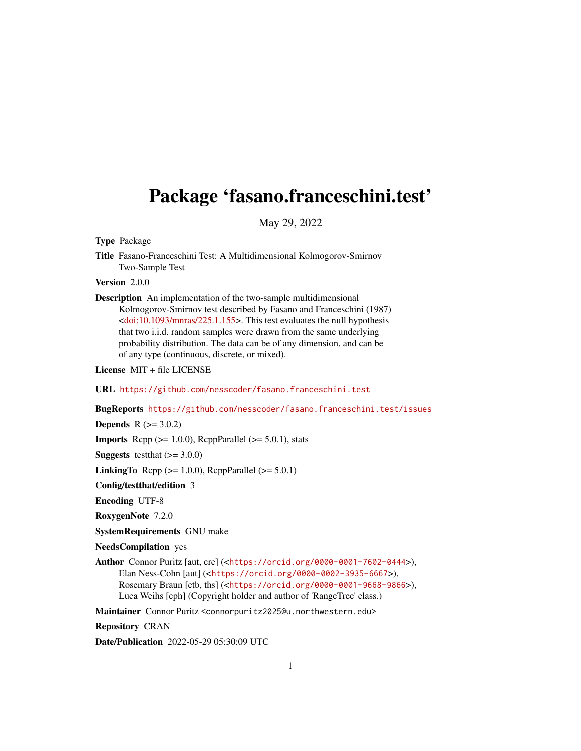# Package 'fasano.franceschini.test'

May 29, 2022

**Type** Package

**Title** Fasano-Franceschini Test: A Multidimensional Kolmogorov-Smirnov Two-Sample Test

**Version** 2.0.0

**Description** An implementation of the two-sample multidimensional Kolmogorov-Smirnov test described by Fasano and Franceschini (1987) <doi:10.1093/mnras/225.1.155>. This test evaluates the null hypothesis that two i.i.d. random samples were drawn from the same underlying probability distribution. The data can be of any dimension, and can be of any type (continuous, discrete, or mixed).

**License** MIT + file LICENSE

**URL** https://github.com/nesscoder/fasano.franceschini.test

**BugReports** https://github.com/nesscoder/fasano.franceschini.test/issues

**Depends** R (>= 3.0.2)

**Imports** Rcpp (>= 1.0.0), RcppParallel (>= 5.0.1), stats

**Suggests** testthat (>= 3.0.0)

**LinkingTo** Rcpp (>= 1.0.0), RcppParallel (>= 5.0.1)

**Config/testthat/edition** 3

**Encoding** UTF-8

**RoxygenNote** 7.2.0

**SystemRequirements** GNU make

**NeedsCompilation** yes

**Author** Connor Puritz [aut, cre] (<https://orcid.org/0000-0001-7602-0444>), Elan Ness-Cohn [aut] (<https://orcid.org/0000-0002-3935-6667>), Rosemary Braun [ctb, ths] (<https://orcid.org/0000-0001-9668-9866>), Luca Weihs [cph] (Copyright holder and author of 'RangeTree' class.)

**Maintainer** Connor Puritz <connorpuritz2025@u.northwestern.edu>

**Repository** CRAN

**Date/Publication** 2022-05-29 05:30:09 UTC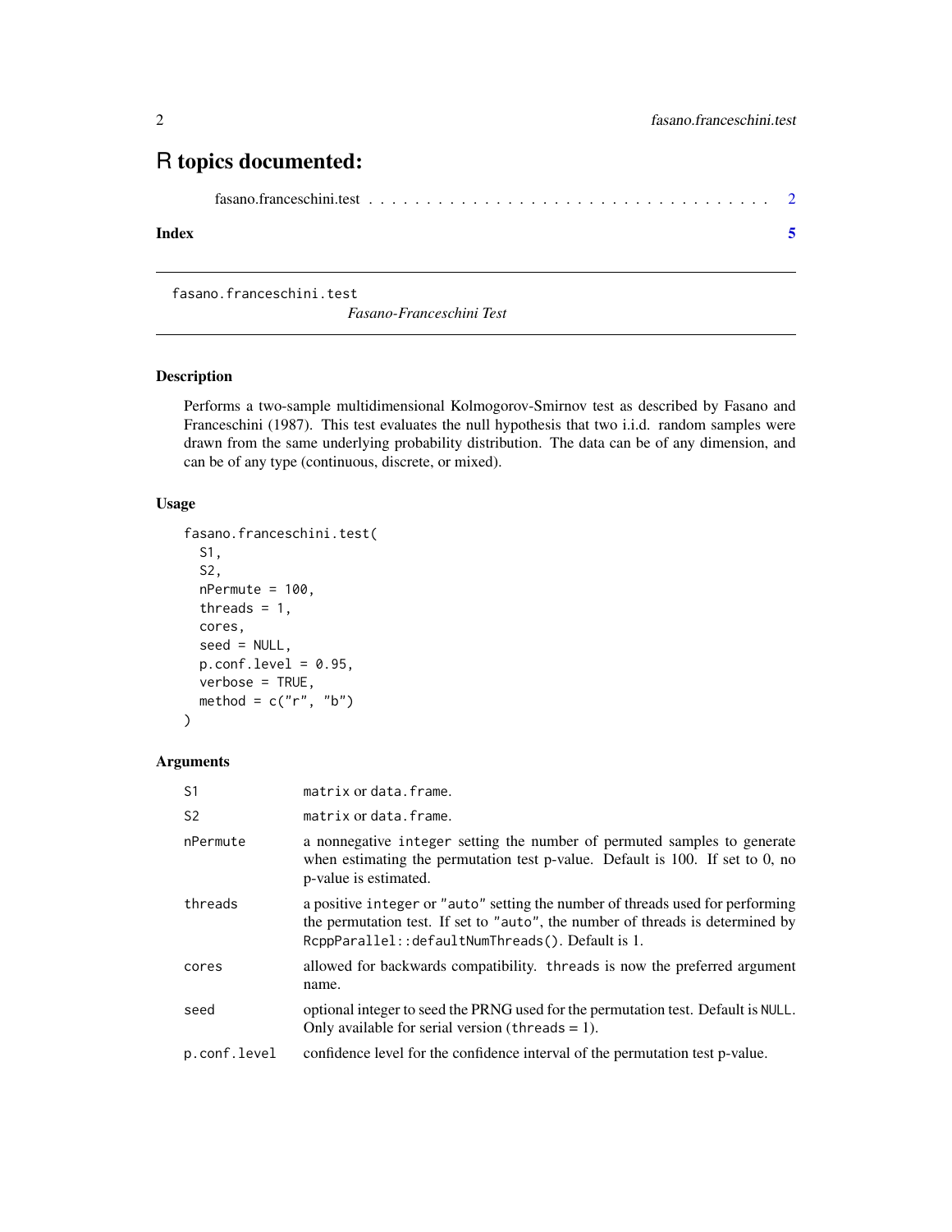# R topics documented:

fasano.franceschini.test . . . . . . . . . . . . . . . . . . . . . . . . . . . . . . . . . . . 2

**Index** 5

---

fasano.franceschini.test *Fasano-Franceschini Test*

---

## Description

Performs a two-sample multidimensional Kolmogorov-Smirnov test as described by Fasano and Franceschini (1987). This test evaluates the null hypothesis that two i.i.d. random samples were drawn from the same underlying probability distribution. The data can be of any dimension, and can be of any type (continuous, discrete, or mixed).

## Usage

```
fasano.franceschini.test(
  S1,
  S2,
  nPermute = 100,
  threads = 1,
  cores,
  seed = NULL,
  p.conf.level = 0.95,
  verbose = TRUE,
  method = c("r", "b")
)
```

## Arguments

| | |
|---|---|
| S1 | `matrix` or `data.frame`. |
| S2 | `matrix` or `data.frame`. |
| nPermute | a nonnegative `integer` setting the number of permuted samples to generate when estimating the permutation test p-value. Default is 100. If set to 0, no p-value is estimated. |
| threads | a positive `integer` or `"auto"` setting the number of threads used for performing the permutation test. If set to `"auto"`, the number of threads is determined by `RcppParallel::defaultNumThreads()`. Default is 1. |
| cores | allowed for backwards compatibility. `threads` is now the preferred argument name. |
| seed | optional integer to seed the PRNG used for the permutation test. Default is `NULL`. Only available for serial version (`threads` = 1). |
| p.conf.level | confidence level for the confidence interval of the permutation test p-value. |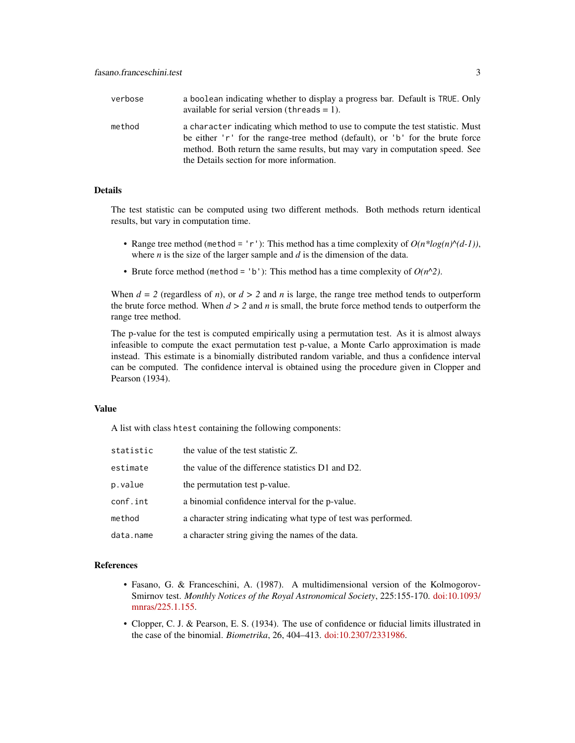| | |
|---|---|
| `verbose` | a `boolean` indicating whether to display a progress bar. Default is `TRUE`. Only available for serial version (`threads` = 1). |
| `method` | a `character` indicating which method to use to compute the test statistic. Must be either `'r'` for the range-tree method (default), or `'b'` for the brute force method. Both return the same results, but may vary in computation speed. See the Details section for more information. |

## Details

The test statistic can be computed using two different methods. Both methods return identical results, but vary in computation time.

- Range tree method (`method = 'r'`): This method has a time complexity of $O(n*log(n)^{(d-1)})$, where $n$ is the size of the larger sample and $d$ is the dimension of the data.
- Brute force method (`method = 'b'`): This method has a time complexity of $O(n^2)$.

When $d = 2$ (regardless of $n$), or $d > 2$ and $n$ is large, the range tree method tends to outperform the brute force method. When $d > 2$ and $n$ is small, the brute force method tends to outperform the range tree method.

The p-value for the test is computed empirically using a permutation test. As it is almost always infeasible to compute the exact permutation test p-value, a Monte Carlo approximation is made instead. This estimate is a binomially distributed random variable, and thus a confidence interval can be computed. The confidence interval is obtained using the procedure given in Clopper and Pearson (1934).

## Value

A list with class `htest` containing the following components:

| | |
|---|---|
| `statistic` | the value of the test statistic Z. |
| `estimate` | the value of the difference statistics D1 and D2. |
| `p.value` | the permutation test p-value. |
| `conf.int` | a binomial confidence interval for the p-value. |
| `method` | a character string indicating what type of test was performed. |
| `data.name` | a character string giving the names of the data. |

## References

- Fasano, G. & Franceschini, A. (1987). A multidimensional version of the Kolmogorov-Smirnov test. *Monthly Notices of the Royal Astronomical Society*, 225:155-170. doi:10.1093/mnras/225.1.155.
- Clopper, C. J. & Pearson, E. S. (1934). The use of confidence or fiducial limits illustrated in the case of the binomial. *Biometrika*, 26, 404–413. doi:10.2307/2331986.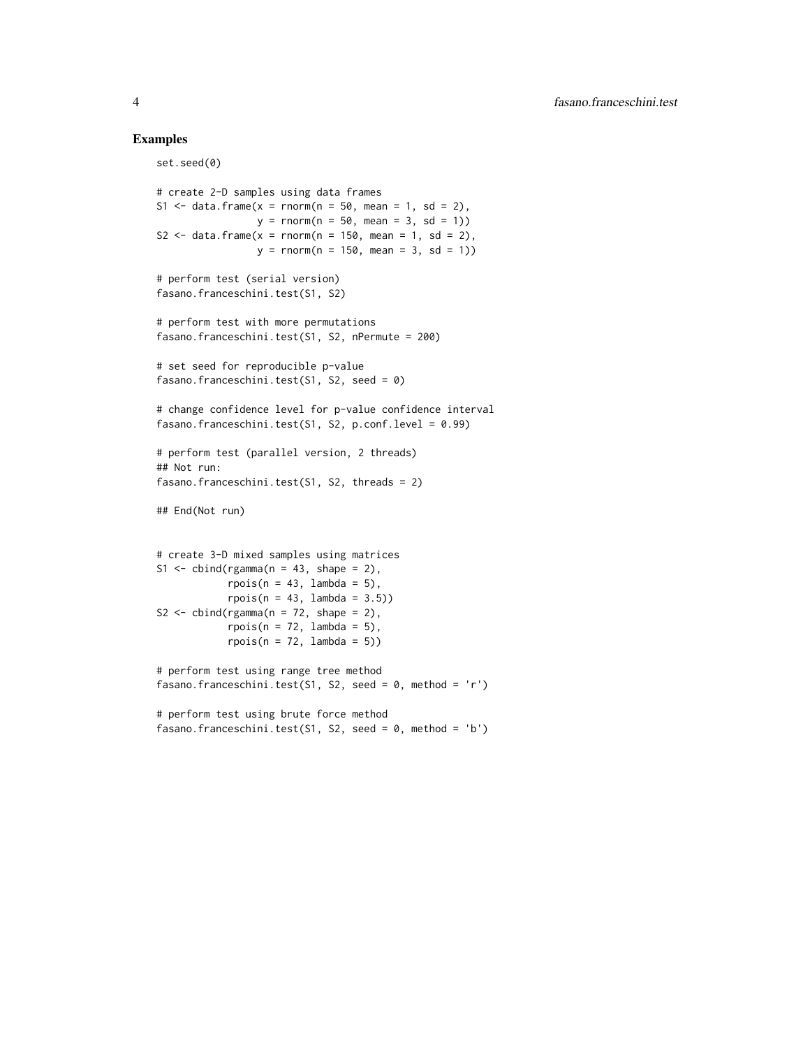## Examples

```
set.seed(0)

# create 2-D samples using data frames
S1 <- data.frame(x = rnorm(n = 50, mean = 1, sd = 2),
                 y = rnorm(n = 50, mean = 3, sd = 1))
S2 <- data.frame(x = rnorm(n = 150, mean = 1, sd = 2),
                 y = rnorm(n = 150, mean = 3, sd = 1))

# perform test (serial version)
fasano.franceschini.test(S1, S2)

# perform test with more permutations
fasano.franceschini.test(S1, S2, nPermute = 200)

# set seed for reproducible p-value
fasano.franceschini.test(S1, S2, seed = 0)

# change confidence level for p-value confidence interval
fasano.franceschini.test(S1, S2, p.conf.level = 0.99)

# perform test (parallel version, 2 threads)
## Not run:
fasano.franceschini.test(S1, S2, threads = 2)

## End(Not run)


# create 3-D mixed samples using matrices
S1 <- cbind(rgamma(n = 43, shape = 2),
            rpois(n = 43, lambda = 5),
            rpois(n = 43, lambda = 3.5))
S2 <- cbind(rgamma(n = 72, shape = 2),
            rpois(n = 72, lambda = 5),
            rpois(n = 72, lambda = 5))

# perform test using range tree method
fasano.franceschini.test(S1, S2, seed = 0, method = 'r')

# perform test using brute force method
fasano.franceschini.test(S1, S2, seed = 0, method = 'b')
```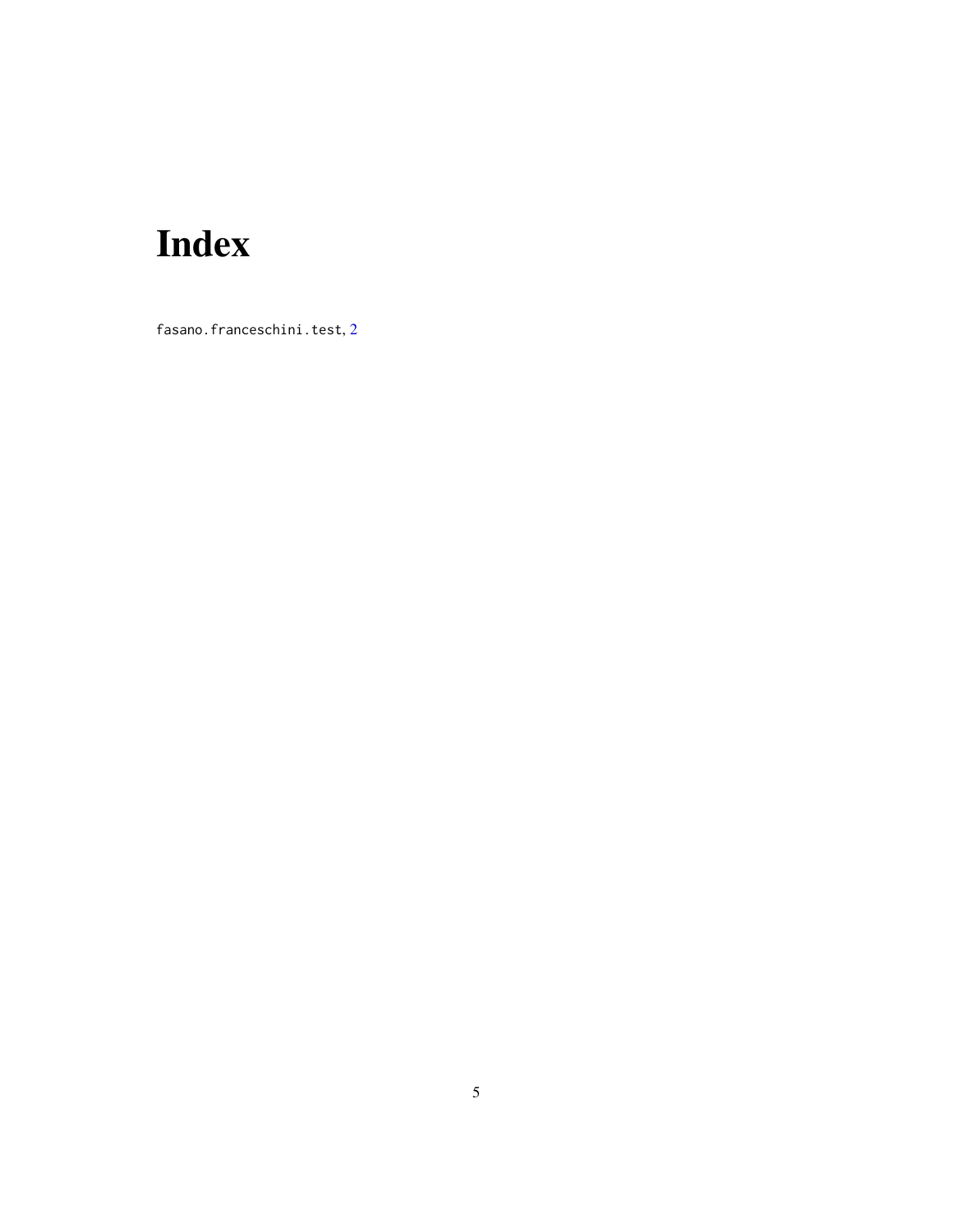# Index

`fasano.franceschini.test`, 2